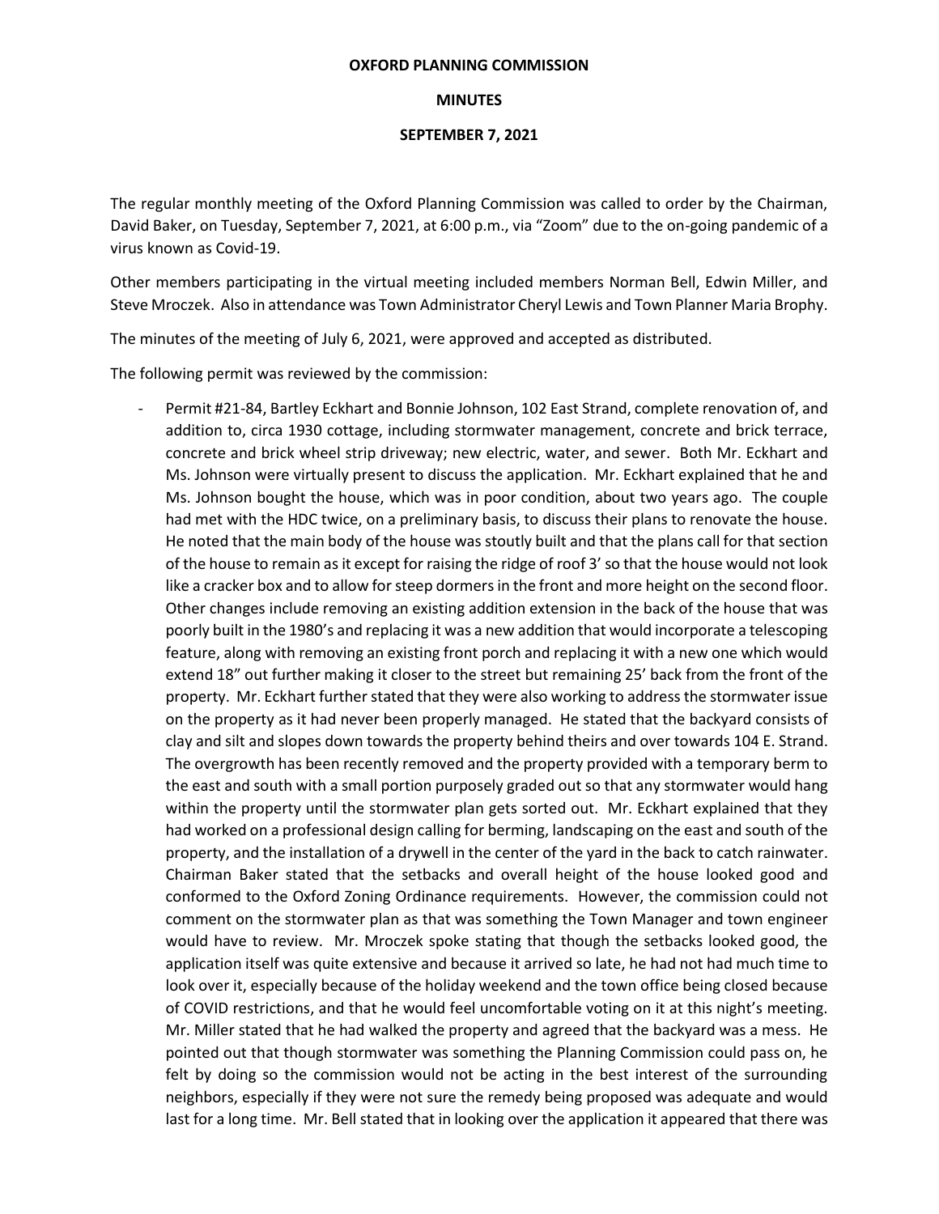**OXFORD PLANNING COMMISSION**

**MINUTES**

**SEPTEMBER 7, 2021**

The regular monthly meeting of the Oxford Planning Commission was called to order by the Chairman, David Baker, on Tuesday, September 7, 2021, at 6:00 p.m., via "Zoom" due to the on-going pandemic of a virus known as Covid-19.

Other members participating in the virtual meeting included members Norman Bell, Edwin Miller, and Steve Mroczek. Also in attendance was Town Administrator Cheryl Lewis and Town Planner Maria Brophy.

The minutes of the meeting of July 6, 2021, were approved and accepted as distributed.

The following permit was reviewed by the commission:

- Permit #21-84, Bartley Eckhart and Bonnie Johnson, 102 East Strand, complete renovation of, and addition to, circa 1930 cottage, including stormwater management, concrete and brick terrace, concrete and brick wheel strip driveway; new electric, water, and sewer. Both Mr. Eckhart and Ms. Johnson were virtually present to discuss the application. Mr. Eckhart explained that he and Ms. Johnson bought the house, which was in poor condition, about two years ago. The couple had met with the HDC twice, on a preliminary basis, to discuss their plans to renovate the house. He noted that the main body of the house was stoutly built and that the plans call for that section of the house to remain as it except for raising the ridge of roof 3' so that the house would not look like a cracker box and to allow for steep dormers in the front and more height on the second floor. Other changes include removing an existing addition extension in the back of the house that was poorly built in the 1980's and replacing it was a new addition that would incorporate a telescoping feature, along with removing an existing front porch and replacing it with a new one which would extend 18" out further making it closer to the street but remaining 25' back from the front of the property. Mr. Eckhart further stated that they were also working to address the stormwater issue on the property as it had never been properly managed. He stated that the backyard consists of clay and silt and slopes down towards the property behind theirs and over towards 104 E. Strand. The overgrowth has been recently removed and the property provided with a temporary berm to the east and south with a small portion purposely graded out so that any stormwater would hang within the property until the stormwater plan gets sorted out. Mr. Eckhart explained that they had worked on a professional design calling for berming, landscaping on the east and south of the property, and the installation of a drywell in the center of the yard in the back to catch rainwater. Chairman Baker stated that the setbacks and overall height of the house looked good and conformed to the Oxford Zoning Ordinance requirements. However, the commission could not comment on the stormwater plan as that was something the Town Manager and town engineer would have to review. Mr. Mroczek spoke stating that though the setbacks looked good, the application itself was quite extensive and because it arrived so late, he had not had much time to look over it, especially because of the holiday weekend and the town office being closed because of COVID restrictions, and that he would feel uncomfortable voting on it at this night's meeting. Mr. Miller stated that he had walked the property and agreed that the backyard was a mess. He pointed out that though stormwater was something the Planning Commission could pass on, he felt by doing so the commission would not be acting in the best interest of the surrounding neighbors, especially if they were not sure the remedy being proposed was adequate and would last for a long time. Mr. Bell stated that in looking over the application it appeared that there was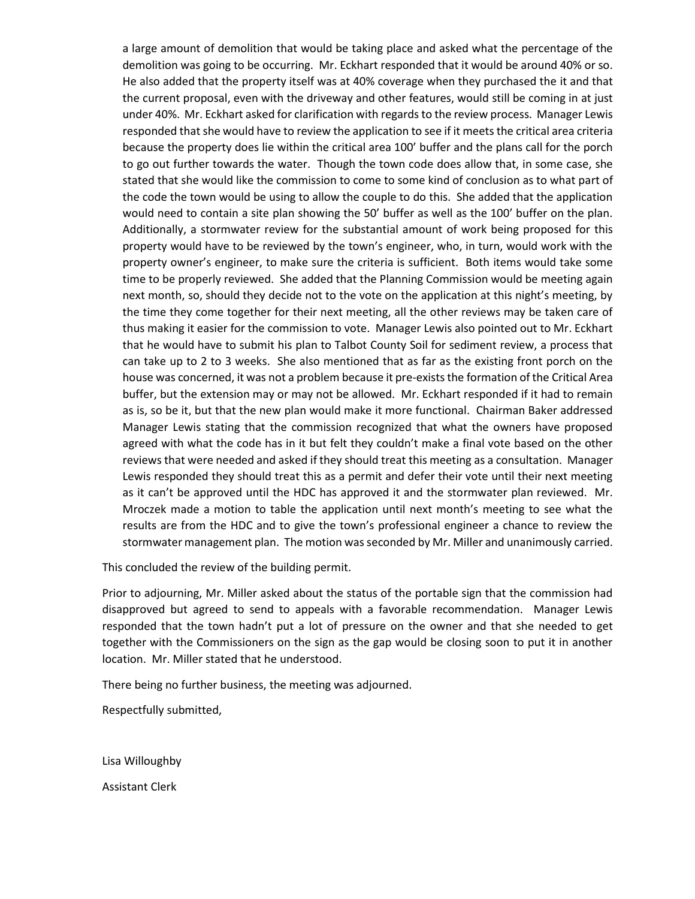a large amount of demolition that would be taking place and asked what the percentage of the demolition was going to be occurring. Mr. Eckhart responded that it would be around 40% or so. He also added that the property itself was at 40% coverage when they purchased the it and that the current proposal, even with the driveway and other features, would still be coming in at just under 40%. Mr. Eckhart asked for clarification with regards to the review process. Manager Lewis responded that she would have to review the application to see if it meets the critical area criteria because the property does lie within the critical area 100' buffer and the plans call for the porch to go out further towards the water. Though the town code does allow that, in some case, she stated that she would like the commission to come to some kind of conclusion as to what part of the code the town would be using to allow the couple to do this. She added that the application would need to contain a site plan showing the 50' buffer as well as the 100' buffer on the plan. Additionally, a stormwater review for the substantial amount of work being proposed for this property would have to be reviewed by the town's engineer, who, in turn, would work with the property owner's engineer, to make sure the criteria is sufficient. Both items would take some time to be properly reviewed. She added that the Planning Commission would be meeting again next month, so, should they decide not to the vote on the application at this night's meeting, by the time they come together for their next meeting, all the other reviews may be taken care of thus making it easier for the commission to vote. Manager Lewis also pointed out to Mr. Eckhart that he would have to submit his plan to Talbot County Soil for sediment review, a process that can take up to 2 to 3 weeks. She also mentioned that as far as the existing front porch on the house was concerned, it was not a problem because it pre-exists the formation of the Critical Area buffer, but the extension may or may not be allowed. Mr. Eckhart responded if it had to remain as is, so be it, but that the new plan would make it more functional. Chairman Baker addressed Manager Lewis stating that the commission recognized that what the owners have proposed agreed with what the code has in it but felt they couldn't make a final vote based on the other reviews that were needed and asked if they should treat this meeting as a consultation. Manager Lewis responded they should treat this as a permit and defer their vote until their next meeting as it can't be approved until the HDC has approved it and the stormwater plan reviewed. Mr. Mroczek made a motion to table the application until next month's meeting to see what the results are from the HDC and to give the town's professional engineer a chance to review the stormwater management plan. The motion was seconded by Mr. Miller and unanimously carried.

This concluded the review of the building permit.

Prior to adjourning, Mr. Miller asked about the status of the portable sign that the commission had disapproved but agreed to send to appeals with a favorable recommendation. Manager Lewis responded that the town hadn't put a lot of pressure on the owner and that she needed to get together with the Commissioners on the sign as the gap would be closing soon to put it in another location. Mr. Miller stated that he understood.

There being no further business, the meeting was adjourned.

Respectfully submitted,

Lisa Willoughby

Assistant Clerk